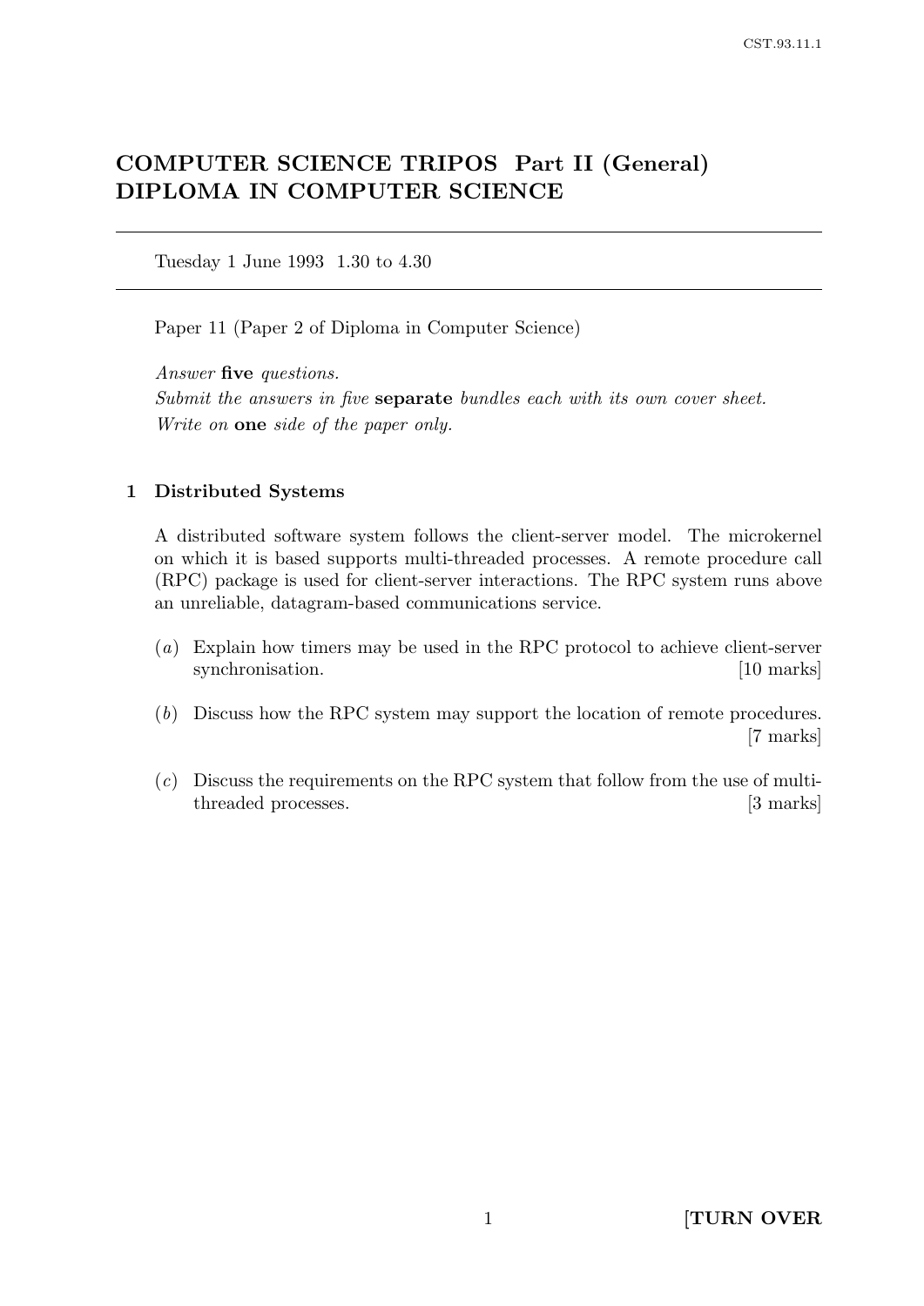# COMPUTER SCIENCE TRIPOS Part II (General)
# DIPLOMA IN COMPUTER SCIENCE

---

Tuesday 1 June 1993 1.30 to 4.30

---

Paper 11 (Paper 2 of Diploma in Computer Science)

*Answer* **five** *questions.*
*Submit the answers in five* **separate** *bundles each with its own cover sheet.*
*Write on* **one** *side of the paper only.*

## 1 Distributed Systems

A distributed software system follows the client-server model. The microkernel on which it is based supports multi-threaded processes. A remote procedure call (RPC) package is used for client-server interactions. The RPC system runs above an unreliable, datagram-based communications service.

(*a*) Explain how timers may be used in the RPC protocol to achieve client-server synchronisation. [10 marks]

(*b*) Discuss how the RPC system may support the location of remote procedures. [7 marks]

(*c*) Discuss the requirements on the RPC system that follow from the use of multi-threaded processes. [3 marks]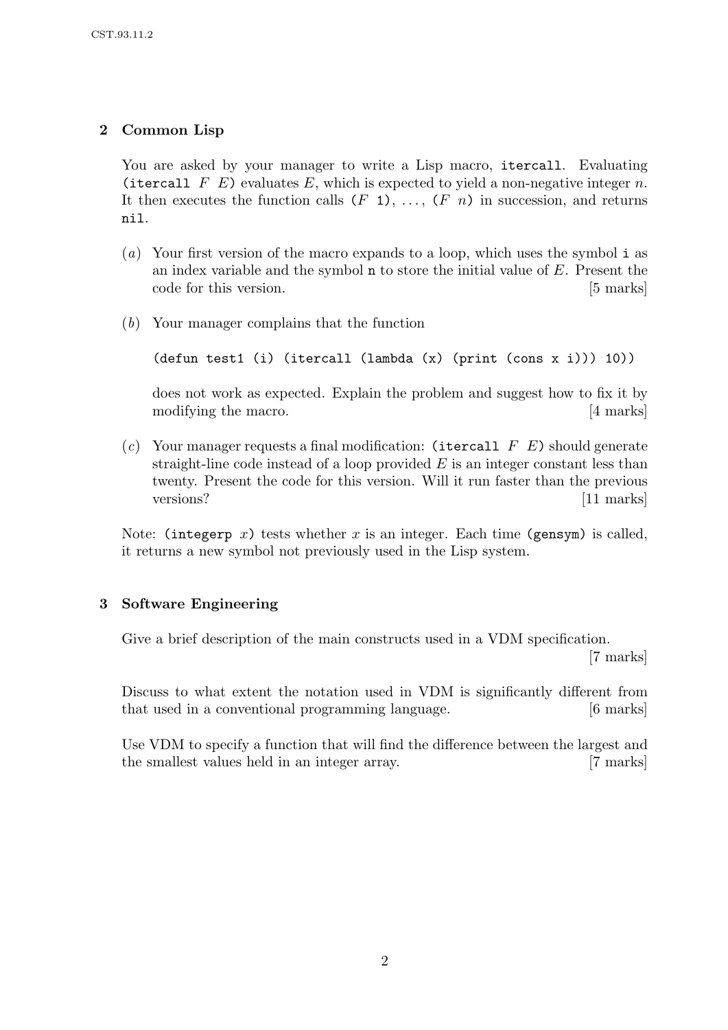## 2 Common Lisp

You are asked by your manager to write a Lisp macro, `itercall`. Evaluating `(itercall` *F* *E*`)` evaluates *E*, which is expected to yield a non-negative integer *n*. It then executes the function calls `(`*F* `1)`, ..., `(`*F* *n*`)` in succession, and returns `nil`.

(*a*) Your first version of the macro expands to a loop, which uses the symbol `i` as an index variable and the symbol `n` to store the initial value of *E*. Present the code for this version. [5 marks]

(*b*) Your manager complains that the function

```
(defun test1 (i) (itercall (lambda (x) (print (cons x i))) 10))
```

does not work as expected. Explain the problem and suggest how to fix it by modifying the macro. [4 marks]

(*c*) Your manager requests a final modification: `(itercall` *F* *E*`)` should generate straight-line code instead of a loop provided *E* is an integer constant less than twenty. Present the code for this version. Will it run faster than the previous versions? [11 marks]

Note: `(integerp` *x*`)` tests whether *x* is an integer. Each time `(gensym)` is called, it returns a new symbol not previously used in the Lisp system.

## 3 Software Engineering

Give a brief description of the main constructs used in a VDM specification. [7 marks]

Discuss to what extent the notation used in VDM is significantly different from that used in a conventional programming language. [6 marks]

Use VDM to specify a function that will find the difference between the largest and the smallest values held in an integer array. [7 marks]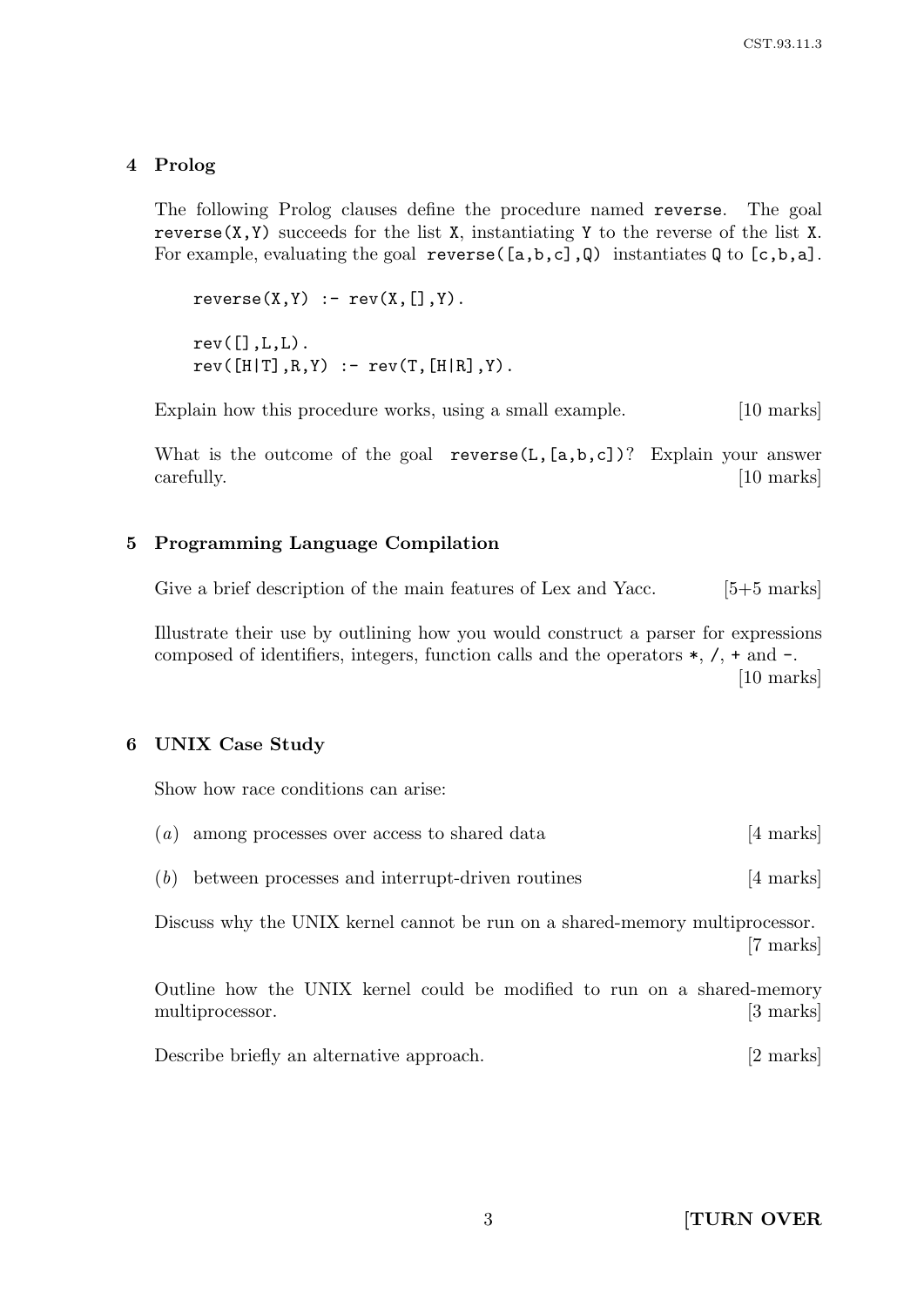## 4 Prolog

The following Prolog clauses define the procedure named `reverse`. The goal `reverse(X,Y)` succeeds for the list `X`, instantiating `Y` to the reverse of the list `X`. For example, evaluating the goal `reverse([a,b,c],Q)` instantiates `Q` to `[c,b,a]`.

```
reverse(X,Y) :- rev(X,[],Y).

rev([],L,L).
rev([H|T],R,Y) :- rev(T,[H|R],Y).
```

Explain how this procedure works, using a small example. [10 marks]

What is the outcome of the goal `reverse(L,[a,b,c])`? Explain your answer carefully. [10 marks]

## 5 Programming Language Compilation

Give a brief description of the main features of Lex and Yacc. [5+5 marks]

Illustrate their use by outlining how you would construct a parser for expressions composed of identifiers, integers, function calls and the operators `*`, `/`, `+` and `-`. [10 marks]

## 6 UNIX Case Study

Show how race conditions can arise:

(*a*) among processes over access to shared data [4 marks]

(*b*) between processes and interrupt-driven routines [4 marks]

Discuss why the UNIX kernel cannot be run on a shared-memory multiprocessor. [7 marks]

Outline how the UNIX kernel could be modified to run on a shared-memory multiprocessor. [3 marks]

Describe briefly an alternative approach. [2 marks]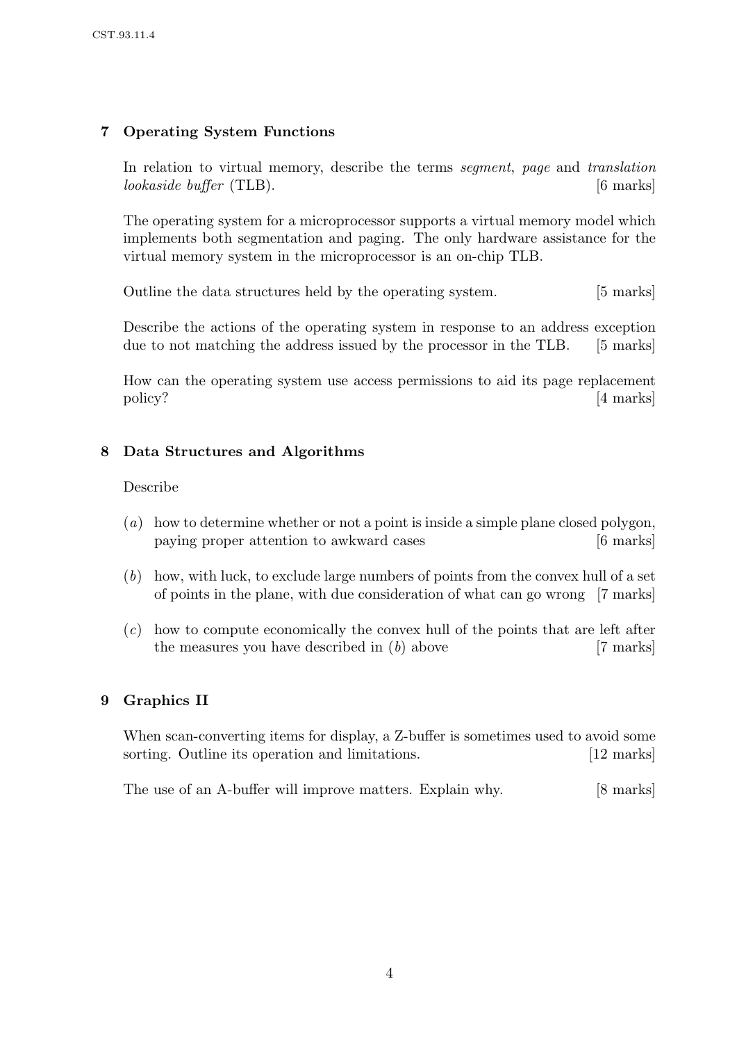## 7 Operating System Functions

In relation to virtual memory, describe the terms *segment*, *page* and *translation lookaside buffer* (TLB). [6 marks]

The operating system for a microprocessor supports a virtual memory model which implements both segmentation and paging. The only hardware assistance for the virtual memory system in the microprocessor is an on-chip TLB.

Outline the data structures held by the operating system. [5 marks]

Describe the actions of the operating system in response to an address exception due to not matching the address issued by the processor in the TLB. [5 marks]

How can the operating system use access permissions to aid its page replacement policy? [4 marks]

## 8 Data Structures and Algorithms

Describe

(*a*) how to determine whether or not a point is inside a simple plane closed polygon, paying proper attention to awkward cases [6 marks]

(*b*) how, with luck, to exclude large numbers of points from the convex hull of a set of points in the plane, with due consideration of what can go wrong [7 marks]

(*c*) how to compute economically the convex hull of the points that are left after the measures you have described in (*b*) above [7 marks]

## 9 Graphics II

When scan-converting items for display, a Z-buffer is sometimes used to avoid some sorting. Outline its operation and limitations. [12 marks]

The use of an A-buffer will improve matters. Explain why. [8 marks]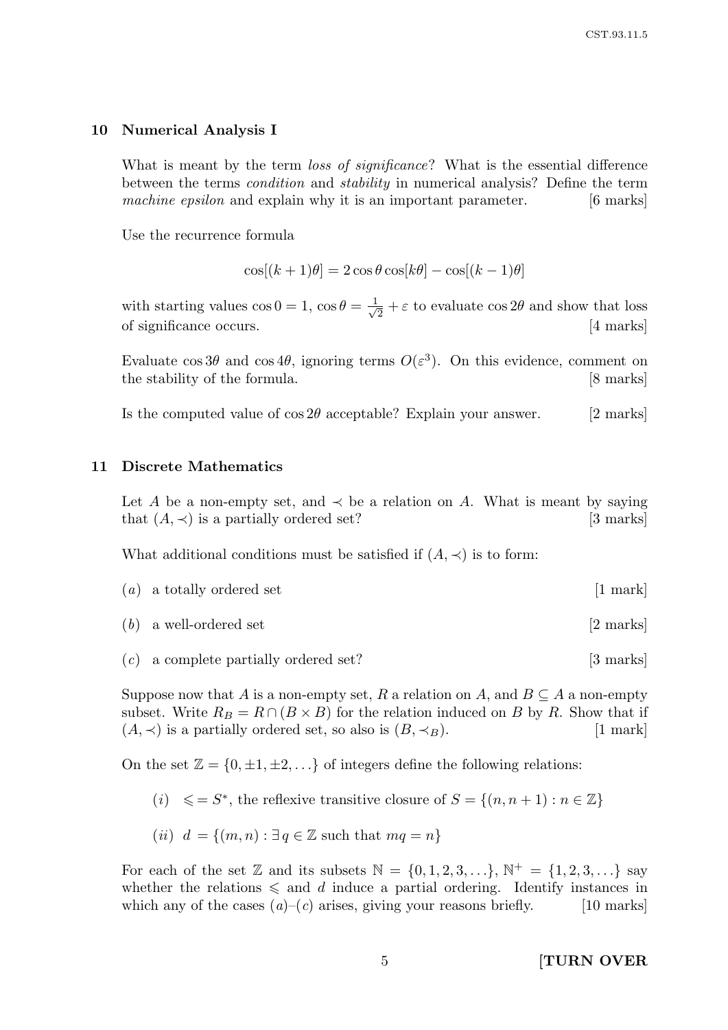## 10 Numerical Analysis I

What is meant by the term *loss of significance*? What is the essential difference between the terms *condition* and *stability* in numerical analysis? Define the term *machine epsilon* and explain why it is an important parameter. [6 marks]

Use the recurrence formula

$$\cos[(k+1)\theta] = 2\cos\theta\cos[k\theta] - \cos[(k-1)\theta]$$

with starting values $\cos 0 = 1$, $\cos\theta = \frac{1}{\sqrt{2}} + \varepsilon$ to evaluate $\cos 2\theta$ and show that loss of significance occurs. [4 marks]

Evaluate $\cos 3\theta$ and $\cos 4\theta$, ignoring terms $O(\varepsilon^3)$. On this evidence, comment on the stability of the formula. [8 marks]

Is the computed value of $\cos 2\theta$ acceptable? Explain your answer. [2 marks]

## 11 Discrete Mathematics

Let $A$ be a non-empty set, and $\prec$ be a relation on $A$. What is meant by saying that $(A, \prec)$ is a partially ordered set? [3 marks]

What additional conditions must be satisfied if $(A, \prec)$ is to form:

(*a*) a totally ordered set [1 mark]

(*b*) a well-ordered set [2 marks]

(*c*) a complete partially ordered set? [3 marks]

Suppose now that $A$ is a non-empty set, $R$ a relation on $A$, and $B \subseteq A$ a non-empty subset. Write $R_B = R \cap (B \times B)$ for the relation induced on $B$ by $R$. Show that if $(A, \prec)$ is a partially ordered set, so also is $(B, \prec_B)$. [1 mark]

On the set $\mathbb{Z} = \{0, \pm 1, \pm 2, \ldots\}$ of integers define the following relations:

(*i*) $\leqslant = S^*$, the reflexive transitive closure of $S = \{(n, n+1) : n \in \mathbb{Z}\}$

(*ii*) $d = \{(m, n) : \exists\, q \in \mathbb{Z} \text{ such that } mq = n\}$

For each of the set $\mathbb{Z}$ and its subsets $\mathbb{N} = \{0, 1, 2, 3, \ldots\}$, $\mathbb{N}^+ = \{1, 2, 3, \ldots\}$ say whether the relations $\leqslant$ and $d$ induce a partial ordering. Identify instances in which any of the cases (*a*)–(*c*) arises, giving your reasons briefly. [10 marks]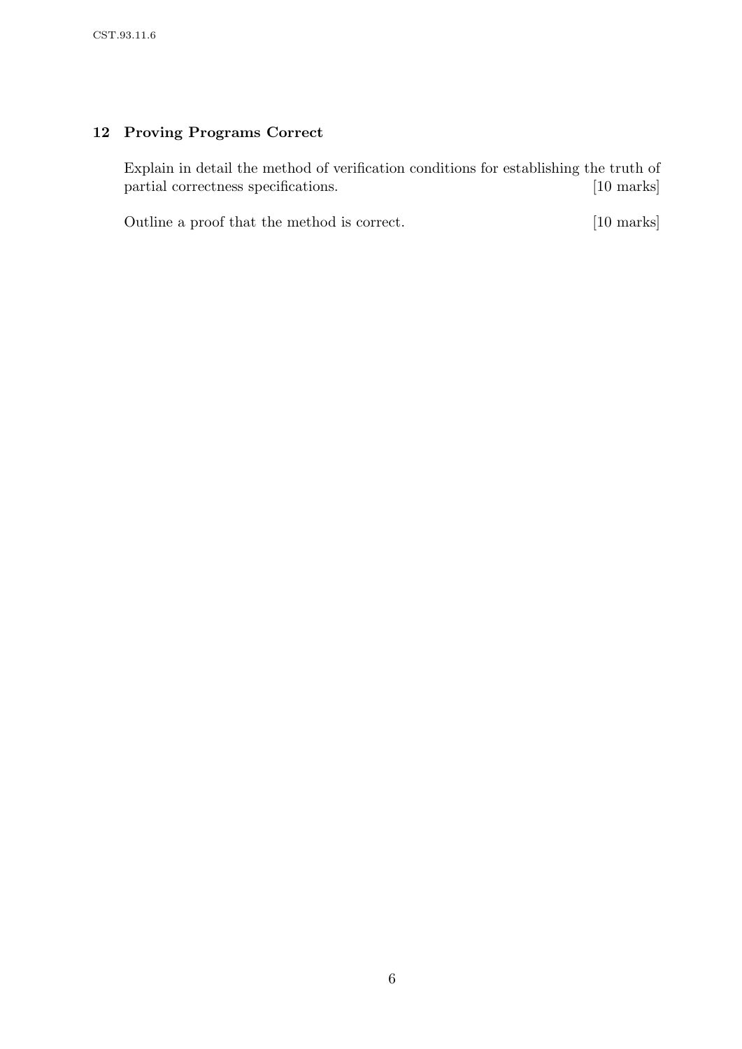## 12 Proving Programs Correct

Explain in detail the method of verification conditions for establishing the truth of partial correctness specifications. [10 marks]

Outline a proof that the method is correct. [10 marks]